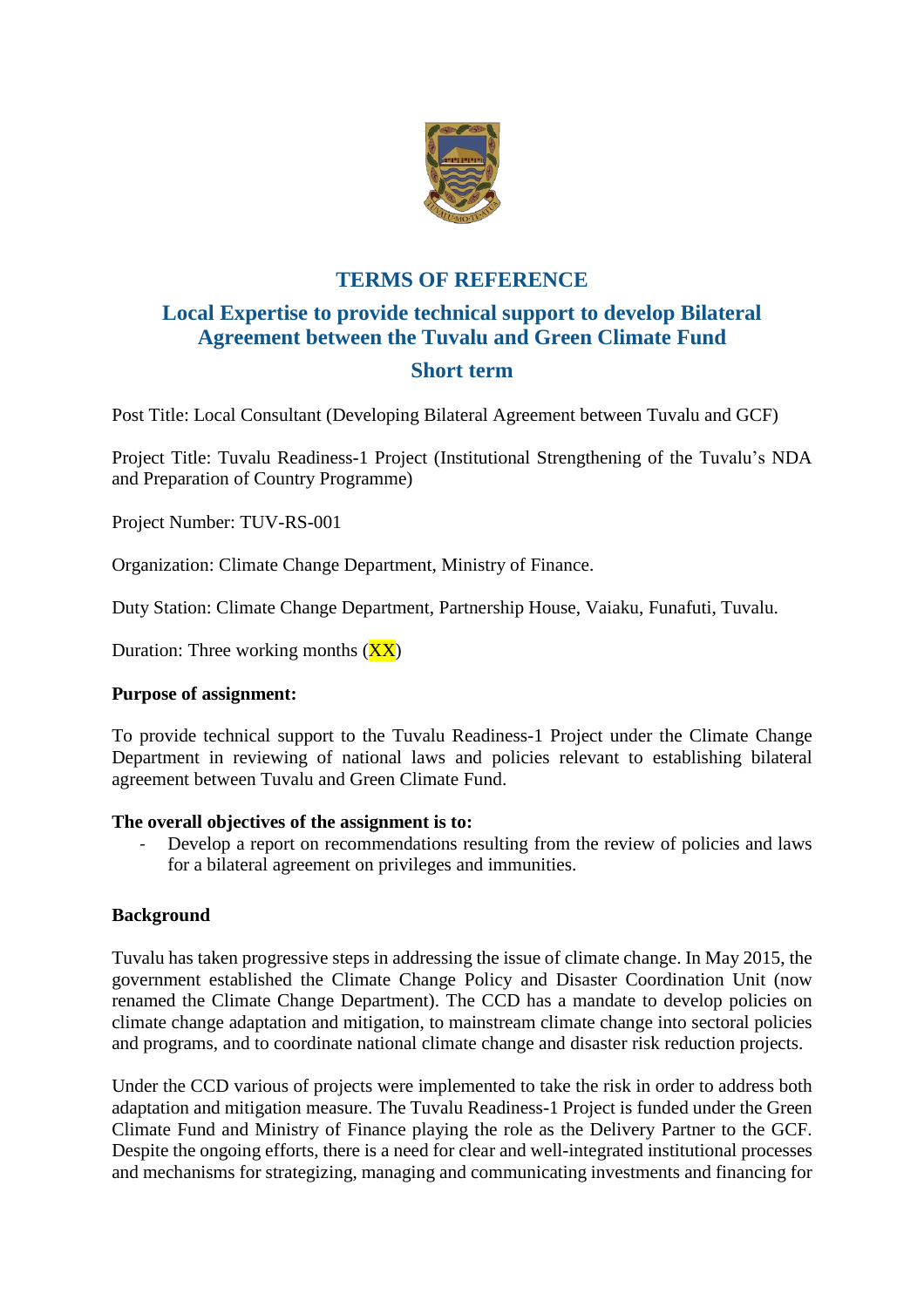# TERMS OF REFERENCE

## Local Expertise to provide technical support to develop Bilateral Agreement between the Tuvalu and Green Climate Fund

## Short term

Post Title: Local Consultant (Developing Bilateral Agreement between Tuvalu and GCF)

Project Title: Tuvalu Readiness-1 Project (Institutional Strengthening of the Tuvalu's NDA and Preparation of Country Programme)

Project Number: TUV-RS-001

Organization: Climate Change Department, Ministry of Finance.

Duty Station: Climate Change Department, Partnership House, Vaiaku, Funafuti, Tuvalu.

Duration: Three working months (XX)

**Purpose of assignment:**

To provide technical support to the Tuvalu Readiness-1 Project under the Climate Change Department in reviewing of national laws and policies relevant to establishing bilateral agreement between Tuvalu and Green Climate Fund.

**The overall objectives of the assignment is to:**

- Develop a report on recommendations resulting from the review of policies and laws for a bilateral agreement on privileges and immunities.

**Background**

Tuvalu has taken progressive steps in addressing the issue of climate change. In May 2015, the government established the Climate Change Policy and Disaster Coordination Unit (now renamed the Climate Change Department). The CCD has a mandate to develop policies on climate change adaptation and mitigation, to mainstream climate change into sectoral policies and programs, and to coordinate national climate change and disaster risk reduction projects.

Under the CCD various of projects were implemented to take the risk in order to address both adaptation and mitigation measure. The Tuvalu Readiness-1 Project is funded under the Green Climate Fund and Ministry of Finance playing the role as the Delivery Partner to the GCF. Despite the ongoing efforts, there is a need for clear and well-integrated institutional processes and mechanisms for strategizing, managing and communicating investments and financing for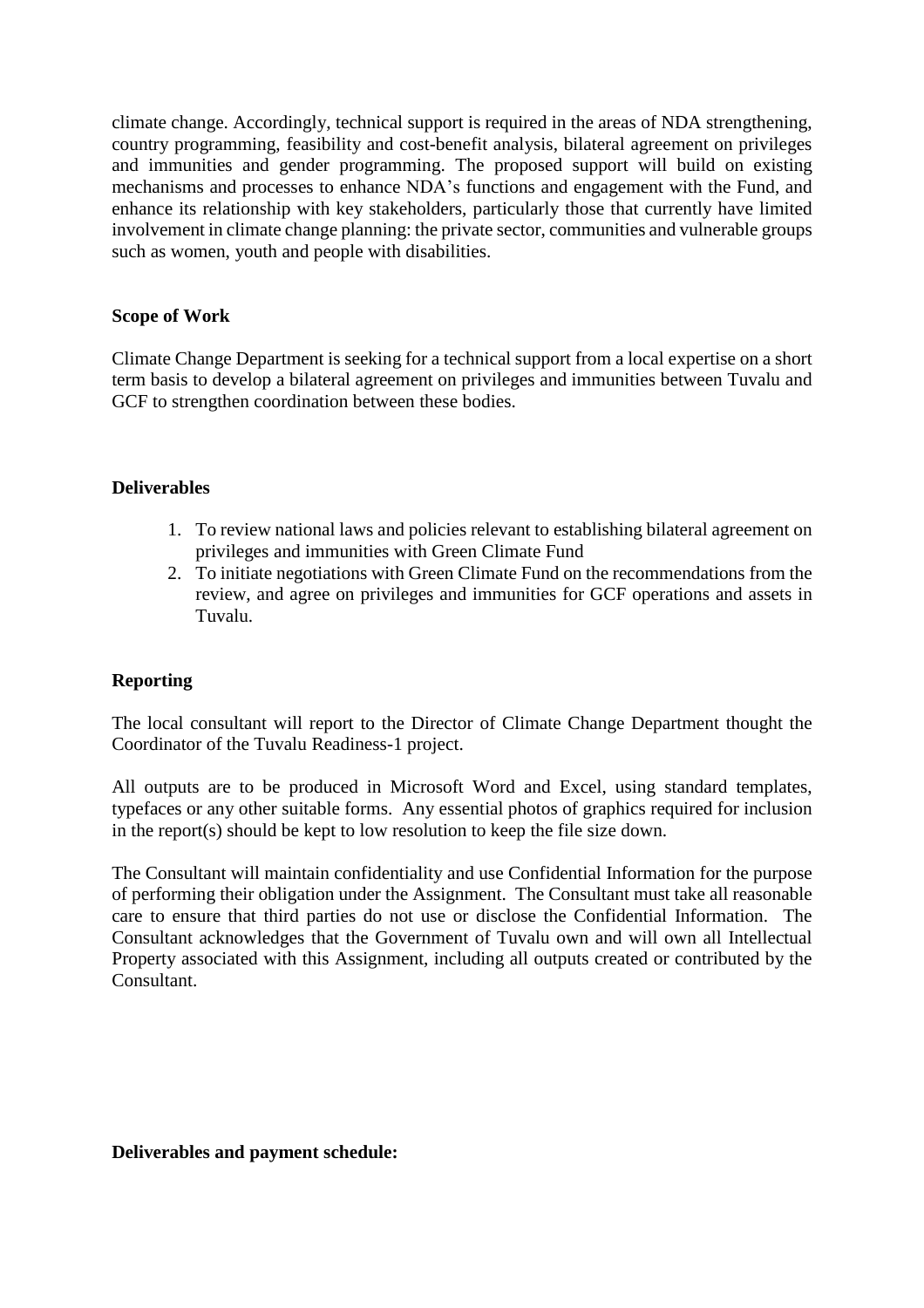climate change. Accordingly, technical support is required in the areas of NDA strengthening, country programming, feasibility and cost-benefit analysis, bilateral agreement on privileges and immunities and gender programming. The proposed support will build on existing mechanisms and processes to enhance NDA's functions and engagement with the Fund, and enhance its relationship with key stakeholders, particularly those that currently have limited involvement in climate change planning: the private sector, communities and vulnerable groups such as women, youth and people with disabilities.

**Scope of Work**

Climate Change Department is seeking for a technical support from a local expertise on a short term basis to develop a bilateral agreement on privileges and immunities between Tuvalu and GCF to strengthen coordination between these bodies.

**Deliverables**

1. To review national laws and policies relevant to establishing bilateral agreement on privileges and immunities with Green Climate Fund
2. To initiate negotiations with Green Climate Fund on the recommendations from the review, and agree on privileges and immunities for GCF operations and assets in Tuvalu.

**Reporting**

The local consultant will report to the Director of Climate Change Department thought the Coordinator of the Tuvalu Readiness-1 project.

All outputs are to be produced in Microsoft Word and Excel, using standard templates, typefaces or any other suitable forms. Any essential photos of graphics required for inclusion in the report(s) should be kept to low resolution to keep the file size down.

The Consultant will maintain confidentiality and use Confidential Information for the purpose of performing their obligation under the Assignment. The Consultant must take all reasonable care to ensure that third parties do not use or disclose the Confidential Information. The Consultant acknowledges that the Government of Tuvalu own and will own all Intellectual Property associated with this Assignment, including all outputs created or contributed by the Consultant.

**Deliverables and payment schedule:**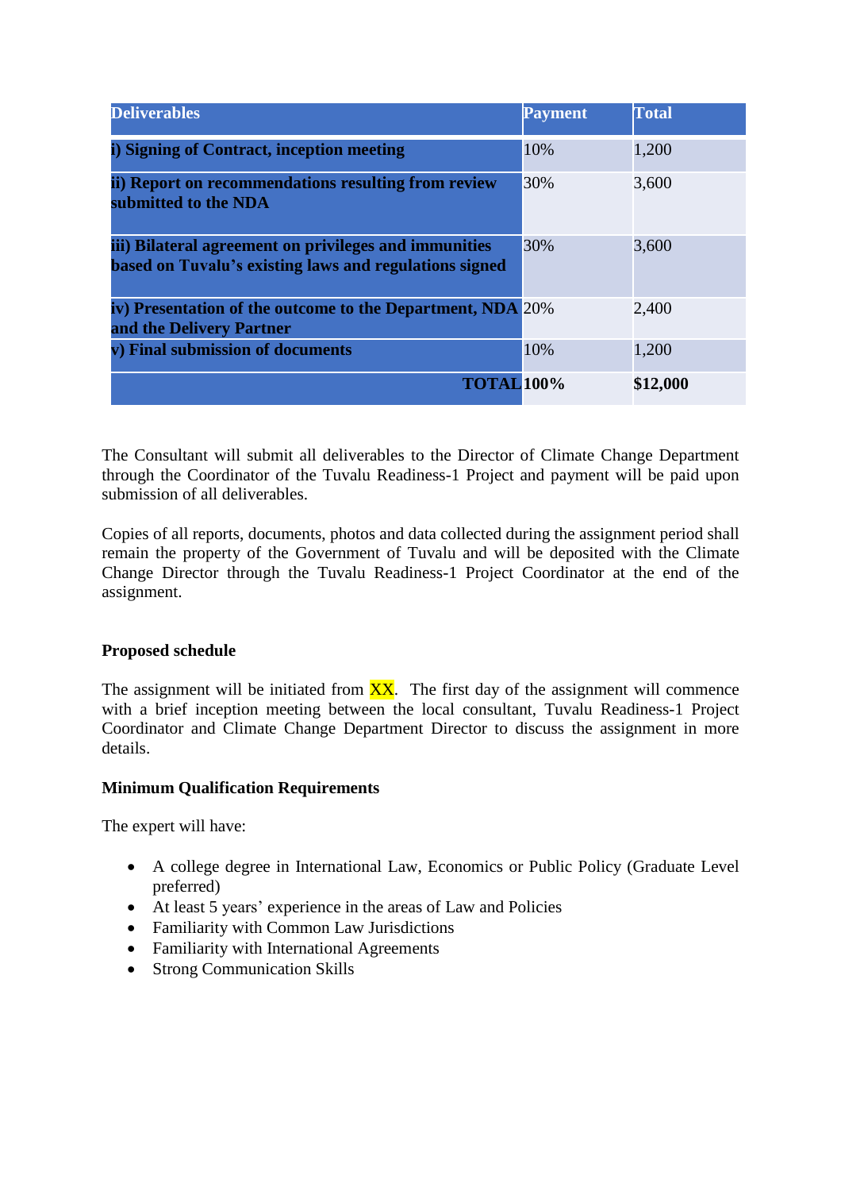| Deliverables | Payment | Total |
|---|---|---|
| **i) Signing of Contract, inception meeting** | 10% | 1,200 |
| **ii) Report on recommendations resulting from review submitted to the NDA** | 30% | 3,600 |
| **iii) Bilateral agreement on privileges and immunities based on Tuvalu's existing laws and regulations signed** | 30% | 3,600 |
| **iv) Presentation of the outcome to the Department, NDA and the Delivery Partner** | 20% | 2,400 |
| **v) Final submission of documents** | 10% | 1,200 |
| **TOTAL** | **100%** | **$12,000** |

The Consultant will submit all deliverables to the Director of Climate Change Department through the Coordinator of the Tuvalu Readiness-1 Project and payment will be paid upon submission of all deliverables.

Copies of all reports, documents, photos and data collected during the assignment period shall remain the property of the Government of Tuvalu and will be deposited with the Climate Change Director through the Tuvalu Readiness-1 Project Coordinator at the end of the assignment.

**Proposed schedule**

The assignment will be initiated from XX. The first day of the assignment will commence with a brief inception meeting between the local consultant, Tuvalu Readiness-1 Project Coordinator and Climate Change Department Director to discuss the assignment in more details.

**Minimum Qualification Requirements**

The expert will have:

- A college degree in International Law, Economics or Public Policy (Graduate Level preferred)
- At least 5 years' experience in the areas of Law and Policies
- Familiarity with Common Law Jurisdictions
- Familiarity with International Agreements
- Strong Communication Skills